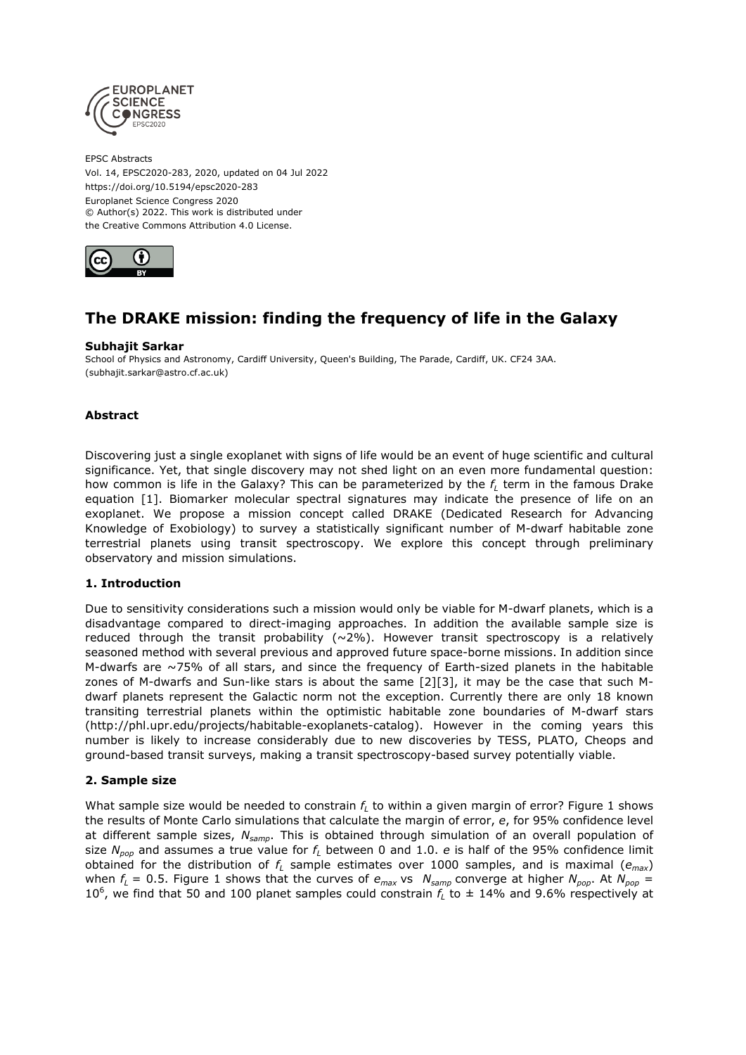EPSC Abstracts
Vol. 14, EPSC2020-283, 2020, updated on 04 Jul 2022
https://doi.org/10.5194/epsc2020-283
Europlanet Science Congress 2020
© Author(s) 2022. This work is distributed under
the Creative Commons Attribution 4.0 License.

# The DRAKE mission: finding the frequency of life in the Galaxy

**Subhajit Sarkar**
School of Physics and Astronomy, Cardiff University, Queen's Building, The Parade, Cardiff, UK. CF24 3AA. (subhajit.sarkar@astro.cf.ac.uk)

### Abstract

Discovering just a single exoplanet with signs of life would be an event of huge scientific and cultural significance. Yet, that single discovery may not shed light on an even more fundamental question: how common is life in the Galaxy? This can be parameterized by the $f_L$ term in the famous Drake equation [1]. Biomarker molecular spectral signatures may indicate the presence of life on an exoplanet. We propose a mission concept called DRAKE (Dedicated Research for Advancing Knowledge of Exobiology) to survey a statistically significant number of M-dwarf habitable zone terrestrial planets using transit spectroscopy. We explore this concept through preliminary observatory and mission simulations.

### 1. Introduction

Due to sensitivity considerations such a mission would only be viable for M-dwarf planets, which is a disadvantage compared to direct-imaging approaches. In addition the available sample size is reduced through the transit probability (~2%). However transit spectroscopy is a relatively seasoned method with several previous and approved future space-borne missions. In addition since M-dwarfs are ~75% of all stars, and since the frequency of Earth-sized planets in the habitable zones of M-dwarfs and Sun-like stars is about the same [2][3], it may be the case that such M-dwarf planets represent the Galactic norm not the exception. Currently there are only 18 known transiting terrestrial planets within the optimistic habitable zone boundaries of M-dwarf stars (http://phl.upr.edu/projects/habitable-exoplanets-catalog). However in the coming years this number is likely to increase considerably due to new discoveries by TESS, PLATO, Cheops and ground-based transit surveys, making a transit spectroscopy-based survey potentially viable.

### 2. Sample size

What sample size would be needed to constrain $f_L$ to within a given margin of error? Figure 1 shows the results of Monte Carlo simulations that calculate the margin of error, $e$, for 95% confidence level at different sample sizes, $N_{samp}$. This is obtained through simulation of an overall population of size $N_{pop}$ and assumes a true value for $f_L$ between 0 and 1.0. $e$ is half of the 95% confidence limit obtained for the distribution of $f_L$ sample estimates over 1000 samples, and is maximal ($e_{max}$) when $f_L$ = 0.5. Figure 1 shows that the curves of $e_{max}$ vs $N_{samp}$ converge at higher $N_{pop}$. At $N_{pop}$ = $10^6$, we find that 50 and 100 planet samples could constrain $f_L$ to ± 14% and 9.6% respectively at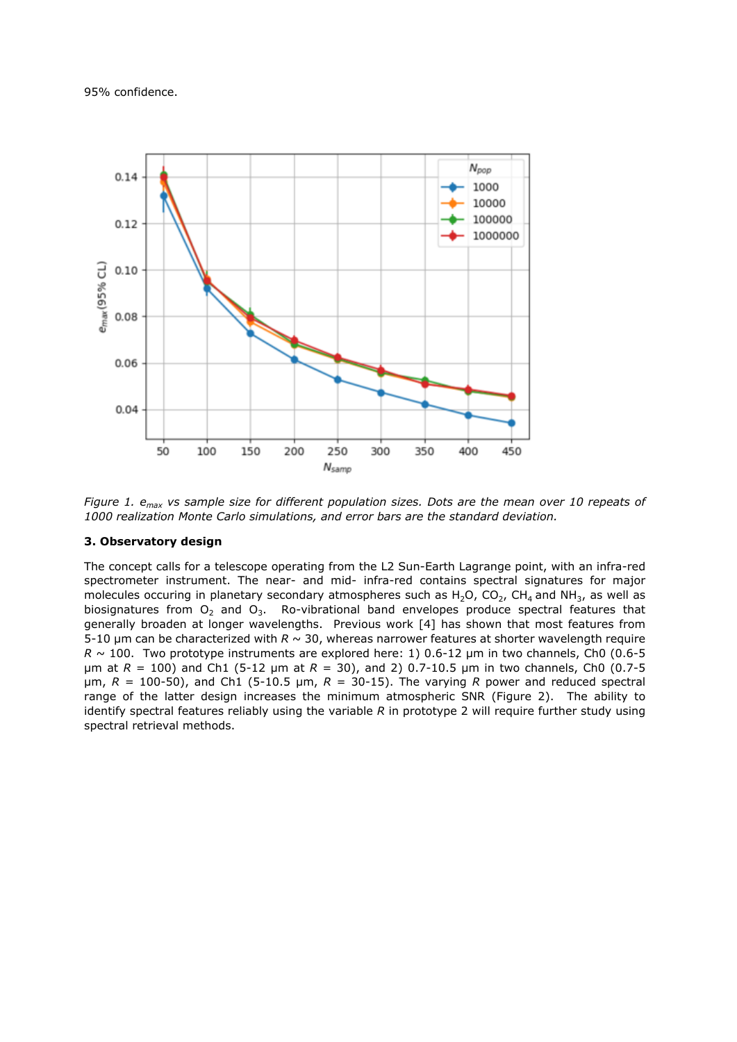95% confidence.

*Figure 1. $e_{max}$ vs sample size for different population sizes. Dots are the mean over 10 repeats of 1000 realization Monte Carlo simulations, and error bars are the standard deviation.*

### 3. Observatory design

The concept calls for a telescope operating from the L2 Sun-Earth Lagrange point, with an infra-red spectrometer instrument. The near- and mid- infra-red contains spectral signatures for major molecules occuring in planetary secondary atmospheres such as $H_2O$, $CO_2$, $CH_4$ and $NH_3$, as well as biosignatures from $O_2$ and $O_3$. Ro-vibrational band envelopes produce spectral features that generally broaden at longer wavelengths. Previous work [4] has shown that most features from 5-10 μm can be characterized with $R$ ~ 30, whereas narrower features at shorter wavelength require $R$ ~ 100. Two prototype instruments are explored here: 1) 0.6-12 μm in two channels, Ch0 (0.6-5 μm at $R$ = 100) and Ch1 (5-12 μm at $R$ = 30), and 2) 0.7-10.5 μm in two channels, Ch0 (0.7-5 μm, $R$ = 100-50), and Ch1 (5-10.5 μm, $R$ = 30-15). The varying $R$ power and reduced spectral range of the latter design increases the minimum atmospheric SNR (Figure 2). The ability to identify spectral features reliably using the variable $R$ in prototype 2 will require further study using spectral retrieval methods.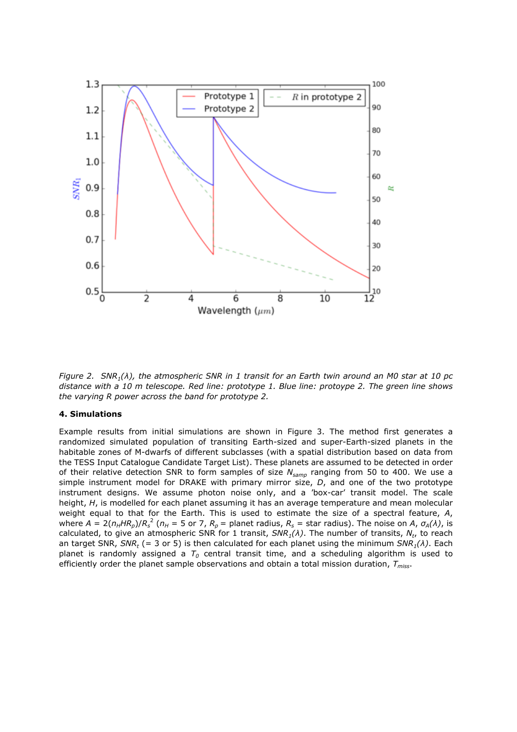*Figure 2. $SNR_1(\lambda)$, the atmospheric SNR in 1 transit for an Earth twin around an M0 star at 10 pc distance with a 10 m telescope. Red line: prototype 1. Blue line: protoype 2. The green line shows the varying R power across the band for prototype 2.*

### 4. Simulations

Example results from initial simulations are shown in Figure 3. The method first generates a randomized simulated population of transiting Earth-sized and super-Earth-sized planets in the habitable zones of M-dwarfs of different subclasses (with a spatial distribution based on data from the TESS Input Catalogue Candidate Target List). These planets are assumed to be detected in order of their relative detection SNR to form samples of size $N_{samp}$ ranging from 50 to 400. We use a simple instrument model for DRAKE with primary mirror size, $D$, and one of the two prototype instrument designs. We assume photon noise only, and a 'box-car' transit model. The scale height, $H$, is modelled for each planet assuming it has an average temperature and mean molecular weight equal to that for the Earth. This is used to estimate the size of a spectral feature, $A$, where $A = 2(n_H H R_p)/R_s^2$ ($n_H$ = 5 or 7, $R_p$ = planet radius, $R_s$ = star radius). The noise on $A$, $\sigma_A(\lambda)$, is calculated, to give an atmospheric SNR for 1 transit, $SNR_1(\lambda)$. The number of transits, $N_t$, to reach an target SNR, $SNR_t$ (= 3 or 5) is then calculated for each planet using the minimum $SNR_1(\lambda)$. Each planet is randomly assigned a $T_0$ central transit time, and a scheduling algorithm is used to efficiently order the planet sample observations and obtain a total mission duration, $T_{miss}$.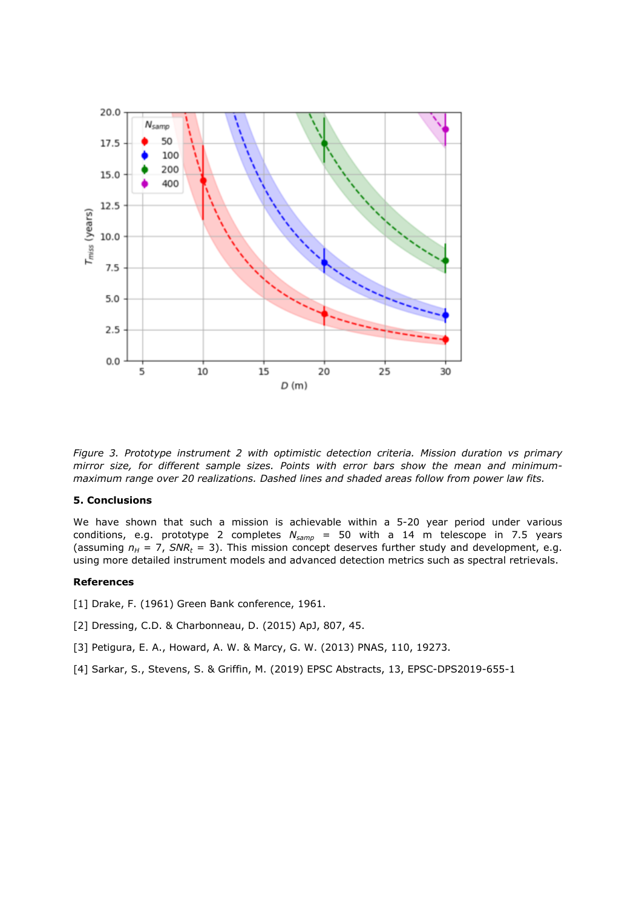20.0
17.5
15.0
12.5
10.0
7.5
5.0
2.5
0.0

$T_{miss}$ (years)

5
10
15
20
25
30

$D$ (m)

$N_{samp}$
50
100
200
400

*Figure 3. Prototype instrument 2 with optimistic detection criteria. Mission duration vs primary mirror size, for different sample sizes. Points with error bars show the mean and minimum-maximum range over 20 realizations. Dashed lines and shaded areas follow from power law fits.*

**5. Conclusions**

We have shown that such a mission is achievable within a 5-20 year period under various conditions, e.g. prototype 2 completes $N_{samp}$ = 50 with a 14 m telescope in 7.5 years (assuming $n_H$ = 7, $SNR_t$ = 3). This mission concept deserves further study and development, e.g. using more detailed instrument models and advanced detection metrics such as spectral retrievals.

**References**

[1] Drake, F. (1961) Green Bank conference, 1961.

[2] Dressing, C.D. & Charbonneau, D. (2015) ApJ, 807, 45.

[3] Petigura, E. A., Howard, A. W. & Marcy, G. W. (2013) PNAS, 110, 19273.

[4] Sarkar, S., Stevens, S. & Griffin, M. (2019) EPSC Abstracts, 13, EPSC-DPS2019-655-1